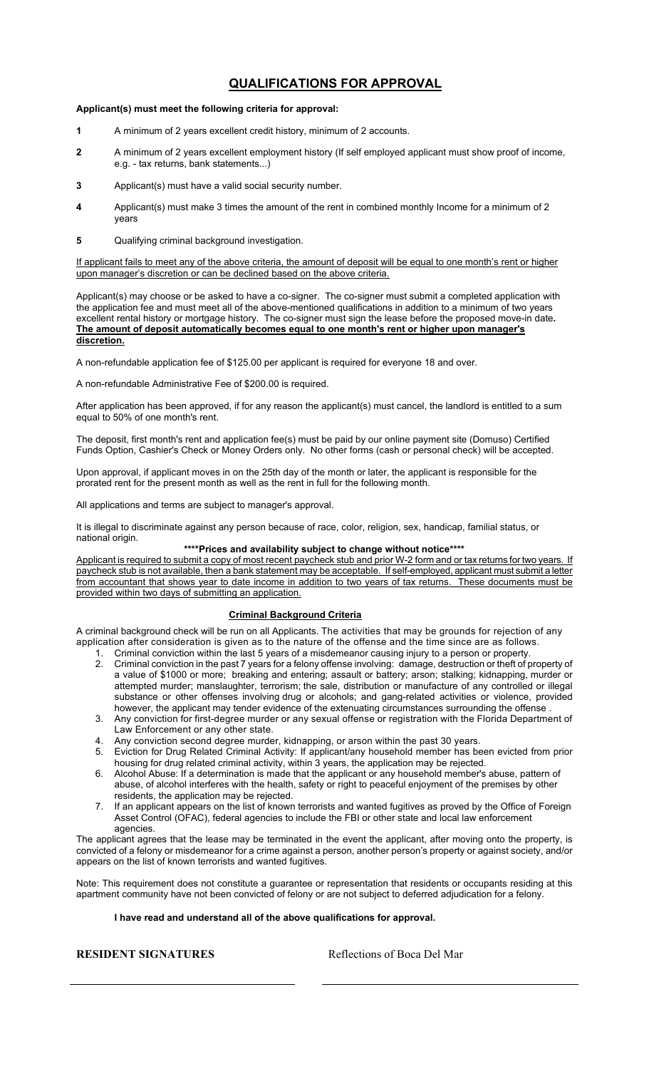# QUALIFICATIONS FOR APPROVAL

**Applicant(s) must meet the following criteria for approval:**

**1** A minimum of 2 years excellent credit history, minimum of 2 accounts.

**2** A minimum of 2 years excellent employment history (If self employed applicant must show proof of income, e.g. - tax returns, bank statements...)

**3** Applicant(s) must have a valid social security number.

**4** Applicant(s) must make 3 times the amount of the rent in combined monthly Income for a minimum of 2 years

**5** Qualifying criminal background investigation.

If applicant fails to meet any of the above criteria, the amount of deposit will be equal to one month's rent or higher upon manager's discretion or can be declined based on the above criteria.

Applicant(s) may choose or be asked to have a co-signer. The co-signer must submit a completed application with the application fee and must meet all of the above-mentioned qualifications in addition to a minimum of two years excellent rental history or mortgage history. The co-signer must sign the lease before the proposed move-in date. **The amount of deposit automatically becomes equal to one month's rent or higher upon manager's discretion.**

A non-refundable application fee of $125.00 per applicant is required for everyone 18 and over.

A non-refundable Administrative Fee of $200.00 is required.

After application has been approved, if for any reason the applicant(s) must cancel, the landlord is entitled to a sum equal to 50% of one month's rent.

The deposit, first month's rent and application fee(s) must be paid by our online payment site (Domuso) Certified Funds Option, Cashier's Check or Money Orders only. No other forms (cash or personal check) will be accepted.

Upon approval, if applicant moves in on the 25th day of the month or later, the applicant is responsible for the prorated rent for the present month as well as the rent in full for the following month.

All applications and terms are subject to manager's approval.

It is illegal to discriminate against any person because of race, color, religion, sex, handicap, familial status, or national origin.

**\*\*\*\*Prices and availability subject to change without notice\*\*\*\***

Applicant is required to submit a copy of most recent paycheck stub and prior W-2 form and or tax returns for two years. If paycheck stub is not available, then a bank statement may be acceptable. If self-employed, applicant must submit a letter from accountant that shows year to date income in addition to two years of tax returns. These documents must be provided within two days of submitting an application.

## Criminal Background Criteria

A criminal background check will be run on all Applicants. The activities that may be grounds for rejection of any application after consideration is given as to the nature of the offense and the time since are as follows.

1. Criminal conviction within the last 5 years of a misdemeanor causing injury to a person or property.
2. Criminal conviction in the past 7 years for a felony offense involving: damage, destruction or theft of property of a value of $1000 or more; breaking and entering; assault or battery; arson; stalking; kidnapping, murder or attempted murder; manslaughter, terrorism; the sale, distribution or manufacture of any controlled or illegal substance or other offenses involving drug or alcohols; and gang-related activities or violence, provided however, the applicant may tender evidence of the extenuating circumstances surrounding the offense .
3. Any conviction for first-degree murder or any sexual offense or registration with the Florida Department of Law Enforcement or any other state.
4. Any conviction second degree murder, kidnapping, or arson within the past 30 years.
5. Eviction for Drug Related Criminal Activity: If applicant/any household member has been evicted from prior housing for drug related criminal activity, within 3 years, the application may be rejected.
6. Alcohol Abuse: If a determination is made that the applicant or any household member's abuse, pattern of abuse, of alcohol interferes with the health, safety or right to peaceful enjoyment of the premises by other residents, the application may be rejected.
7. If an applicant appears on the list of known terrorists and wanted fugitives as proved by the Office of Foreign Asset Control (OFAC), federal agencies to include the FBI or other state and local law enforcement agencies.

The applicant agrees that the lease may be terminated in the event the applicant, after moving onto the property, is convicted of a felony or misdemeanor for a crime against a person, another person's property or against society, and/or appears on the list of known terrorists and wanted fugitives.

Note: This requirement does not constitute a guarantee or representation that residents or occupants residing at this apartment community have not been convicted of felony or are not subject to deferred adjudication for a felony.

**I have read and understand all of the above qualifications for approval.**

**RESIDENT SIGNATURES** Reflections of Boca Del Mar

\_\_\_\_\_\_\_\_\_\_\_\_\_\_\_\_\_\_\_\_\_\_\_\_\_\_\_\_\_\_\_\_ \_\_\_\_\_\_\_\_\_\_\_\_\_\_\_\_\_\_\_\_\_\_\_\_\_\_\_\_\_\_\_\_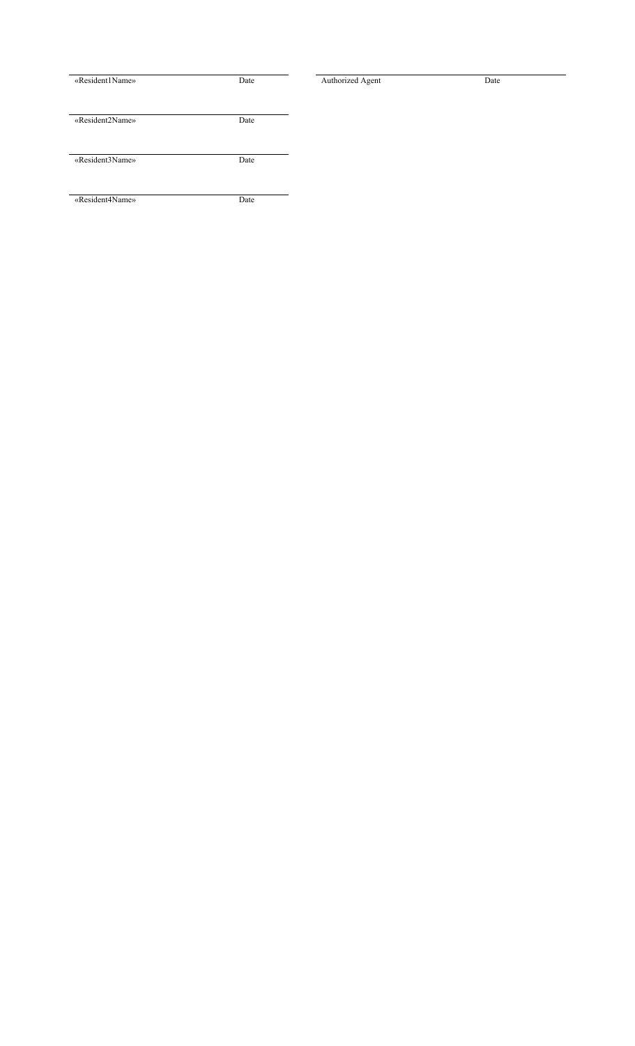| | | | | |
|---|---|---|---|---|
| «Resident1Name» | Date | | Authorized Agent | Date |
| «Resident2Name» | Date | | | |
| «Resident3Name» | Date | | | |
| «Resident4Name» | Date | | | |